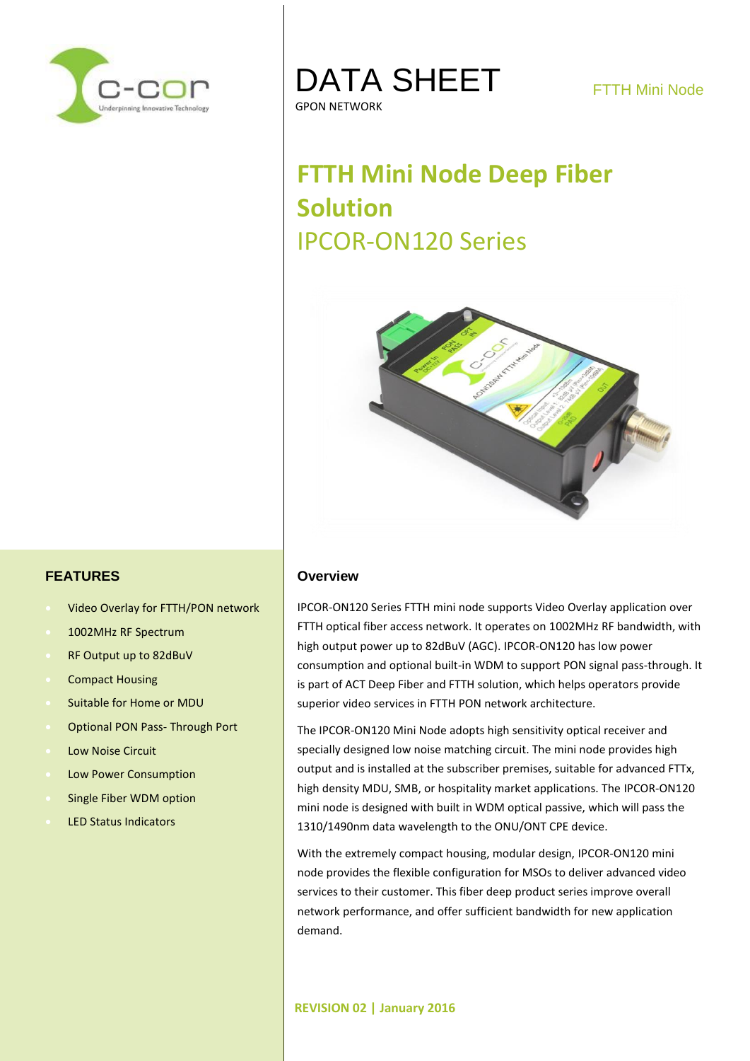# DATA SHEET

GPON NETWORK

FTTH Mini Node

## FTTH Mini Node Deep Fiber Solution

## IPCOR-ON120 Series

### FEATURES

- Video Overlay for FTTH/PON network
- 1002MHz RF Spectrum
- RF Output up to 82dBuV
- Compact Housing
- Suitable for Home or MDU
- Optional PON Pass- Through Port
- Low Noise Circuit
- Low Power Consumption
- Single Fiber WDM option
- LED Status Indicators

### Overview

IPCOR-ON120 Series FTTH mini node supports Video Overlay application over FTTH optical fiber access network. It operates on 1002MHz RF bandwidth, with high output power up to 82dBuV (AGC). IPCOR-ON120 has low power consumption and optional built-in WDM to support PON signal pass-through. It is part of ACT Deep Fiber and FTTH solution, which helps operators provide superior video services in FTTH PON network architecture.

The IPCOR-ON120 Mini Node adopts high sensitivity optical receiver and specially designed low noise matching circuit. The mini node provides high output and is installed at the subscriber premises, suitable for advanced FTTx, high density MDU, SMB, or hospitality market applications. The IPCOR-ON120 mini node is designed with built in WDM optical passive, which will pass the 1310/1490nm data wavelength to the ONU/ONT CPE device.

With the extremely compact housing, modular design, IPCOR-ON120 mini node provides the flexible configuration for MSOs to deliver advanced video services to their customer. This fiber deep product series improve overall network performance, and offer sufficient bandwidth for new application demand.

**REVISION 02 | January 2016**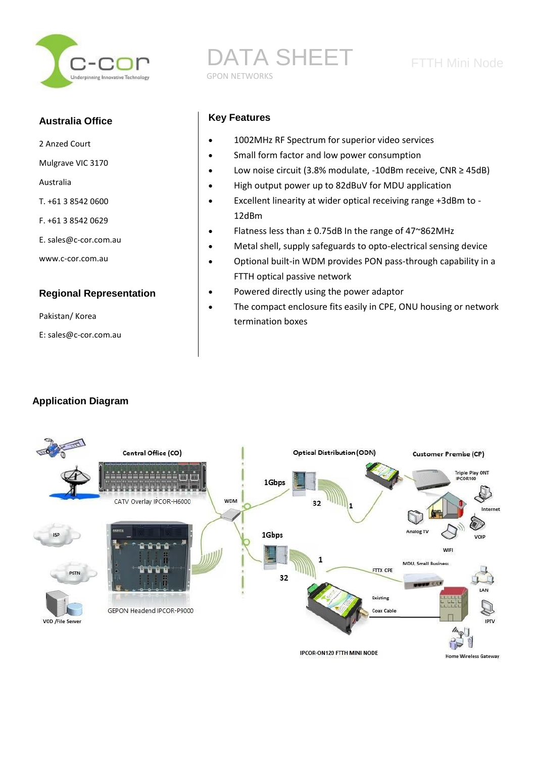# DATA SHEET

GPON NETWORKS

FTTH Mini Node

## Australia Office

2 Anzed Court

Mulgrave VIC 3170

Australia

T. +61 3 8542 0600

F. +61 3 8542 0629

E. sales@c-cor.com.au

www.c-cor.com.au

## Regional Representation

Pakistan/ Korea

E: sales@c-cor.com.au

## Key Features

- 1002MHz RF Spectrum for superior video services
- Small form factor and low power consumption
- Low noise circuit (3.8% modulate, -10dBm receive, CNR ≥ 45dB)
- High output power up to 82dBuV for MDU application
- Excellent linearity at wider optical receiving range +3dBm to -12dBm
- Flatness less than ± 0.75dB In the range of 47~862MHz
- Metal shell, supply safeguards to opto-electrical sensing device
- Optional built-in WDM provides PON pass-through capability in a FTTH optical passive network
- Powered directly using the power adaptor
- The compact enclosure fits easily in CPE, ONU housing or network termination boxes

## Application Diagram

Central Office (CO) — CATV Overlay IPCOR-H6000 — GEPON Headend IPCOR-P9000 — ISP — PSTN — VOD /File Server — WDM

Optical Distribution (ODN) — 1Gbps — 32 — 1

Customer Premise (CP) — Triple Play ONT IPCOR100 — Internet — Analog TV — VOIP — WIFI — MDU, Small Business — FTTX CPE — LAN — IPTV — Existing Coax Cable — Home Wireless Gateway

IPCOR-ON120 FTTH MINI NODE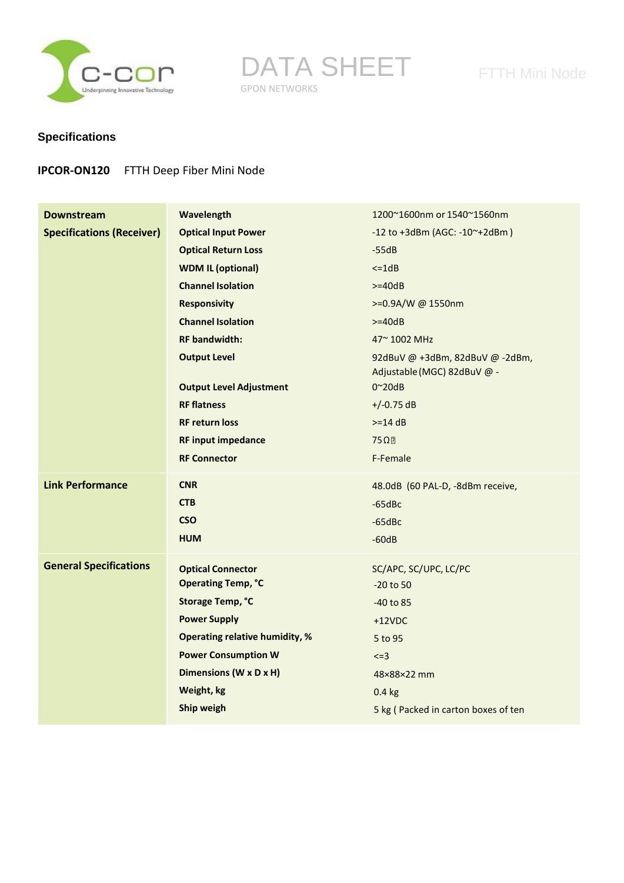DATA SHEET

GPON NETWORKS

FTTH Mini Node

## Specifications

**IPCOR-ON120** FTTH Deep Fiber Mini Node

| | | |
|---|---|---|
| **Downstream Specifications (Receiver)** | **Wavelength** | 1200~1600nm or 1540~1560nm |
| | **Optical Input Power** | -12 to +3dBm (AGC: -10~+2dBm ) |
| | **Optical Return Loss** | -55dB |
| | **WDM IL (optional)** | <=1dB |
| | **Channel Isolation** | >=40dB |
| | **Responsivity** | >=0.9A/W @ 1550nm |
| | **Channel Isolation** | >=40dB |
| | **RF bandwidth:** | 47~ 1002 MHz |
| | **Output Level** | 92dBuV @ +3dBm, 82dBuV @ -2dBm, Adjustable (MGC) 82dBuV @ - |
| | **Output Level Adjustment** | 0~20dB |
| | **RF flatness** | +/-0.75 dB |
| | **RF return loss** | >=14 dB |
| | **RF input impedance** | 75Ω |
| | **RF Connector** | F-Female |
| **Link Performance** | **CNR** | 48.0dB (60 PAL-D, -8dBm receive, |
| | **CTB** | -65dBc |
| | **CSO** | -65dBc |
| | **HUM** | -60dB |
| **General Specifications** | **Optical Connector** | SC/APC, SC/UPC, LC/PC |
| | **Operating Temp, °C** | -20 to 50 |
| | **Storage Temp, °C** | -40 to 85 |
| | **Power Supply** | +12VDC |
| | **Operating relative humidity, %** | 5 to 95 |
| | **Power Consumption W** | <=3 |
| | **Dimensions (W x D x H)** | 48×88×22 mm |
| | **Weight, kg** | 0.4 kg |
| | **Ship weigh** | 5 kg ( Packed in carton boxes of ten |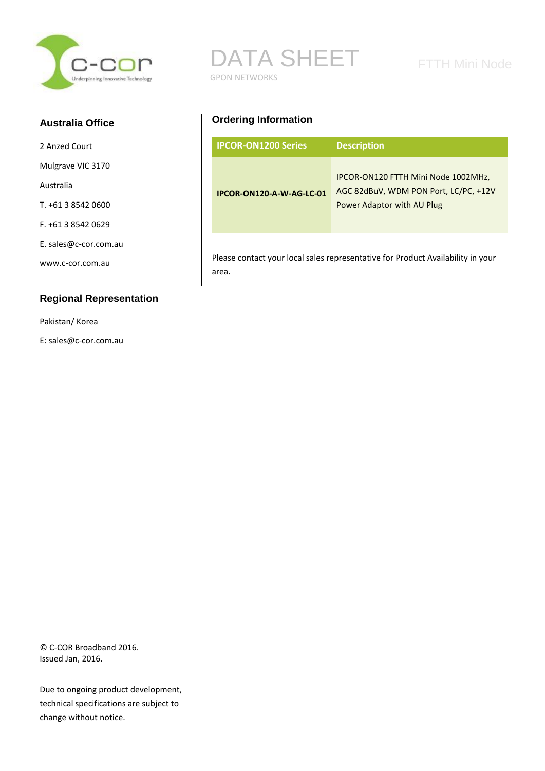# DATA SHEET

GPON NETWORKS

FTTH Mini Node

## Australia Office

2 Anzed Court

Mulgrave VIC 3170

Australia

T. +61 3 8542 0600

F. +61 3 8542 0629

E. sales@c-cor.com.au

www.c-cor.com.au

## Regional Representation

Pakistan/ Korea

E: sales@c-cor.com.au

## Ordering Information

| IPCOR-ON1200 Series | Description |
|---|---|
| **IPCOR-ON120-A-W-AG-LC-01** | IPCOR-ON120 FTTH Mini Node 1002MHz, AGC 82dBuV, WDM PON Port, LC/PC, +12V Power Adaptor with AU Plug |

Please contact your local sales representative for Product Availability in your area.

© C-COR Broadband 2016.
Issued Jan, 2016.

Due to ongoing product development, technical specifications are subject to change without notice.